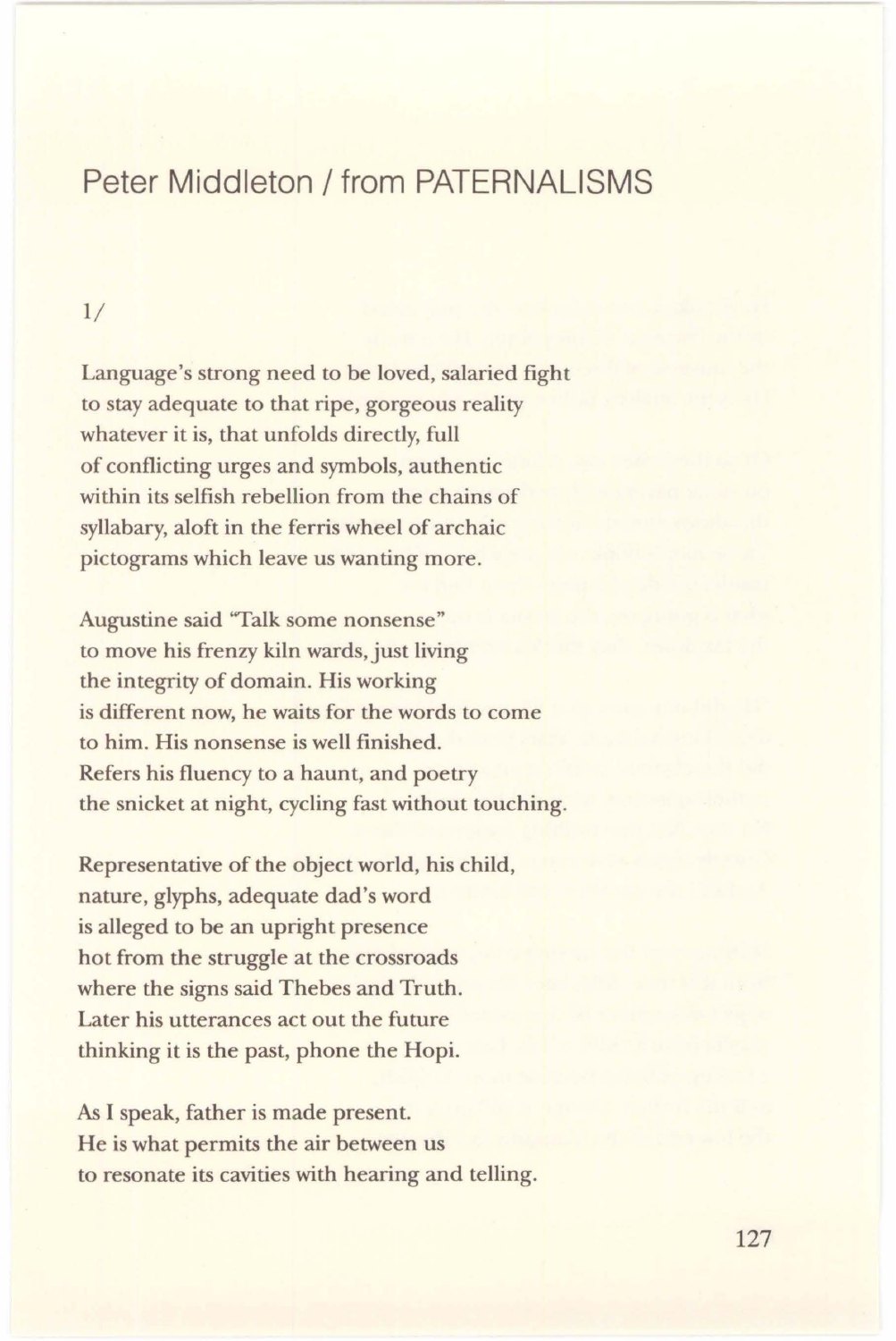# Peter Middleton / from PATERNALISMS

1/

Language's strong need to be loved, salaried fight
to stay adequate to that ripe, gorgeous reality
whatever it is, that unfolds directly, full
of conflicting urges and symbols, authentic
within its selfish rebellion from the chains of
syllabary, aloft in the ferris wheel of archaic
pictograms which leave us wanting more.

Augustine said "Talk some nonsense"
to move his frenzy kiln wards, just living
the integrity of domain. His working
is different now, he waits for the words to come
to him. His nonsense is well finished.
Refers his fluency to a haunt, and poetry
the snicket at night, cycling fast without touching.

Representative of the object world, his child,
nature, glyphs, adequate dad's word
is alleged to be an upright presence
hot from the struggle at the crossroads
where the signs said Thebes and Truth.
Later his utterances act out the future
thinking it is the past, phone the Hopi.

As I speak, father is made present.
He is what permits the air between us
to resonate its cavities with hearing and telling.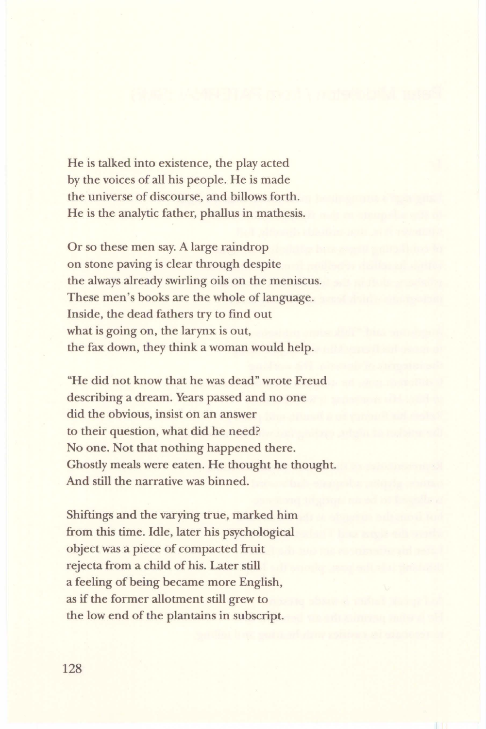He is talked into existence, the play acted
by the voices of all his people. He is made
the universe of discourse, and billows forth.
He is the analytic father, phallus in mathesis.

Or so these men say. A large raindrop
on stone paving is clear through despite
the always already swirling oils on the meniscus.
These men's books are the whole of language.
Inside, the dead fathers try to find out
what is going on, the larynx is out,
the fax down, they think a woman would help.

"He did not know that he was dead" wrote Freud
describing a dream. Years passed and no one
did the obvious, insist on an answer
to their question, what did he need?
No one. Not that nothing happened there.
Ghostly meals were eaten. He thought he thought.
And still the narrative was binned.

Shiftings and the varying true, marked him
from this time. Idle, later his psychological
object was a piece of compacted fruit
rejecta from a child of his. Later still
a feeling of being became more English,
as if the former allotment still grew to
the low end of the plantains in subscript.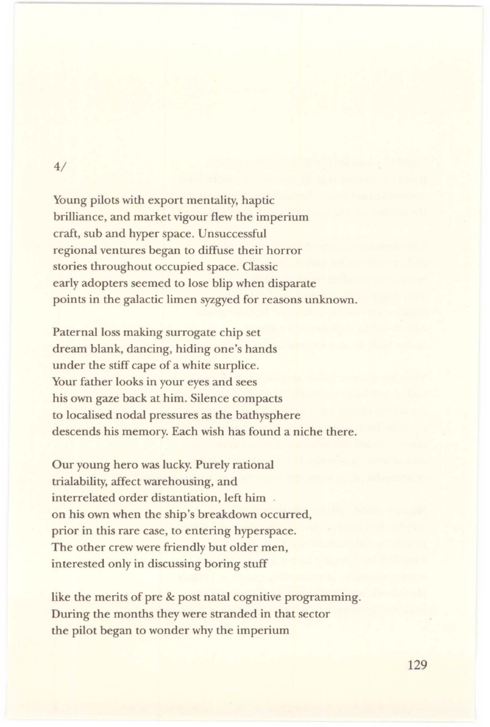4/

Young pilots with export mentality, haptic
brilliance, and market vigour flew the imperium
craft, sub and hyper space. Unsuccessful
regional ventures began to diffuse their horror
stories throughout occupied space. Classic
early adopters seemed to lose blip when disparate
points in the galactic limen syzgyed for reasons unknown.

Paternal loss making surrogate chip set
dream blank, dancing, hiding one's hands
under the stiff cape of a white surplice.
Your father looks in your eyes and sees
his own gaze back at him. Silence compacts
to localised nodal pressures as the bathysphere
descends his memory. Each wish has found a niche there.

Our young hero was lucky. Purely rational
trialability, affect warehousing, and
interrelated order distantiation, left him
on his own when the ship's breakdown occurred,
prior in this rare case, to entering hyperspace.
The other crew were friendly but older men,
interested only in discussing boring stuff

like the merits of pre & post natal cognitive programming.
During the months they were stranded in that sector
the pilot began to wonder why the imperium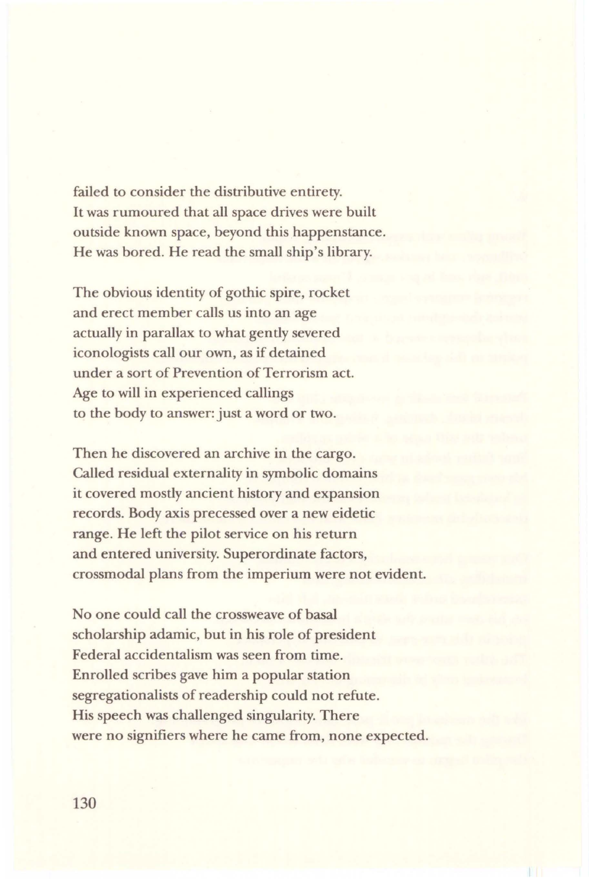failed to consider the distributive entirety.
It was rumoured that all space drives were built
outside known space, beyond this happenstance.
He was bored. He read the small ship's library.

The obvious identity of gothic spire, rocket
and erect member calls us into an age
actually in parallax to what gently severed
iconologists call our own, as if detained
under a sort of Prevention of Terrorism act.
Age to will in experienced callings
to the body to answer: just a word or two.

Then he discovered an archive in the cargo.
Called residual externality in symbolic domains
it covered mostly ancient history and expansion
records. Body axis precessed over a new eidetic
range. He left the pilot service on his return
and entered university. Superordinate factors,
crossmodal plans from the imperium were not evident.

No one could call the crossweave of basal
scholarship adamic, but in his role of president
Federal accidentalism was seen from time.
Enrolled scribes gave him a popular station
segregationalists of readership could not refute.
His speech was challenged singularity. There
were no signifiers where he came from, none expected.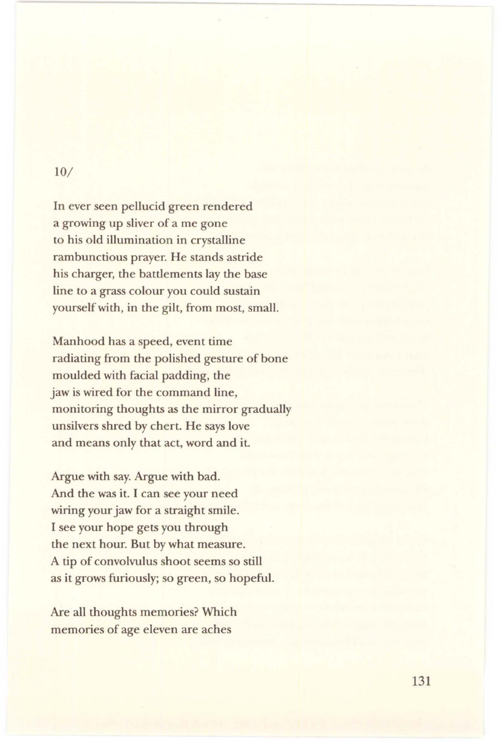10/

In ever seen pellucid green rendered  
a growing up sliver of a me gone  
to his old illumination in crystalline  
rambunctious prayer. He stands astride  
his charger, the battlements lay the base  
line to a grass colour you could sustain  
yourself with, in the gilt, from most, small.

Manhood has a speed, event time  
radiating from the polished gesture of bone  
moulded with facial padding, the  
jaw is wired for the command line,  
monitoring thoughts as the mirror gradually  
unsilvers shred by chert. He says love  
and means only that act, word and it.

Argue with say. Argue with bad.  
And the was it. I can see your need  
wiring your jaw for a straight smile.  
I see your hope gets you through  
the next hour. But by what measure.  
A tip of convolvulus shoot seems so still  
as it grows furiously; so green, so hopeful.

Are all thoughts memories? Which  
memories of age eleven are aches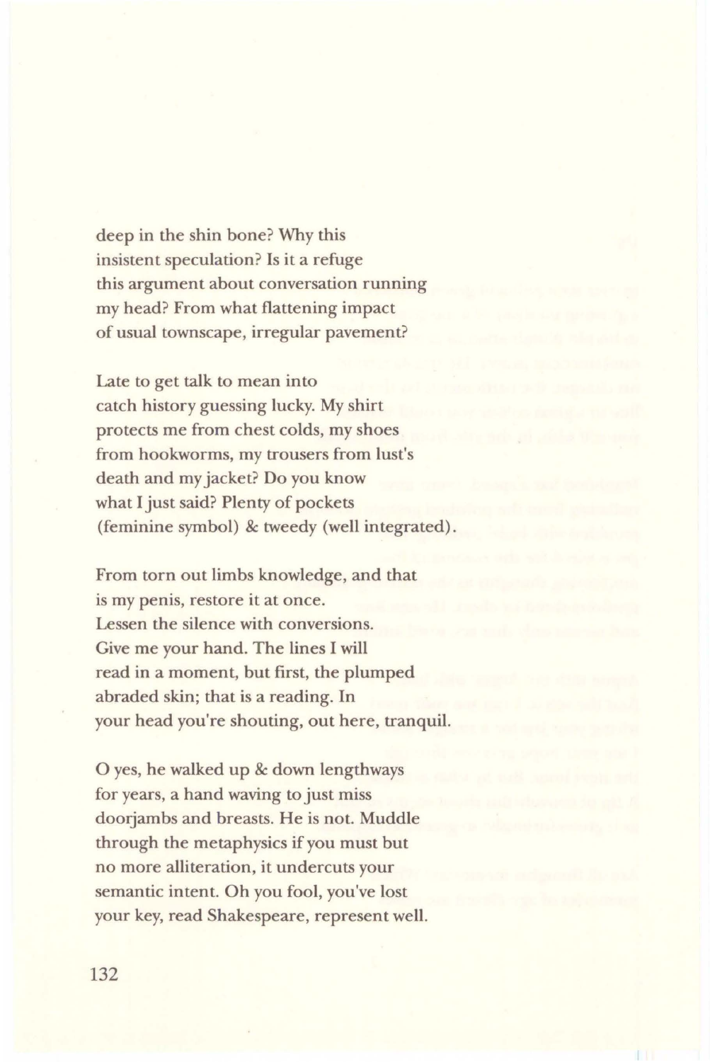deep in the shin bone? Why this
insistent speculation? Is it a refuge
this argument about conversation running
my head? From what flattening impact
of usual townscape, irregular pavement?

Late to get talk to mean into
catch history guessing lucky. My shirt
protects me from chest colds, my shoes
from hookworms, my trousers from lust's
death and my jacket? Do you know
what I just said? Plenty of pockets
(feminine symbol) & tweedy (well integrated).

From torn out limbs knowledge, and that
is my penis, restore it at once.
Lessen the silence with conversions.
Give me your hand. The lines I will
read in a moment, but first, the plumped
abraded skin; that is a reading. In
your head you're shouting, out here, tranquil.

O yes, he walked up & down lengthways
for years, a hand waving to just miss
doorjambs and breasts. He is not. Muddle
through the metaphysics if you must but
no more alliteration, it undercuts your
semantic intent. Oh you fool, you've lost
your key, read Shakespeare, represent well.